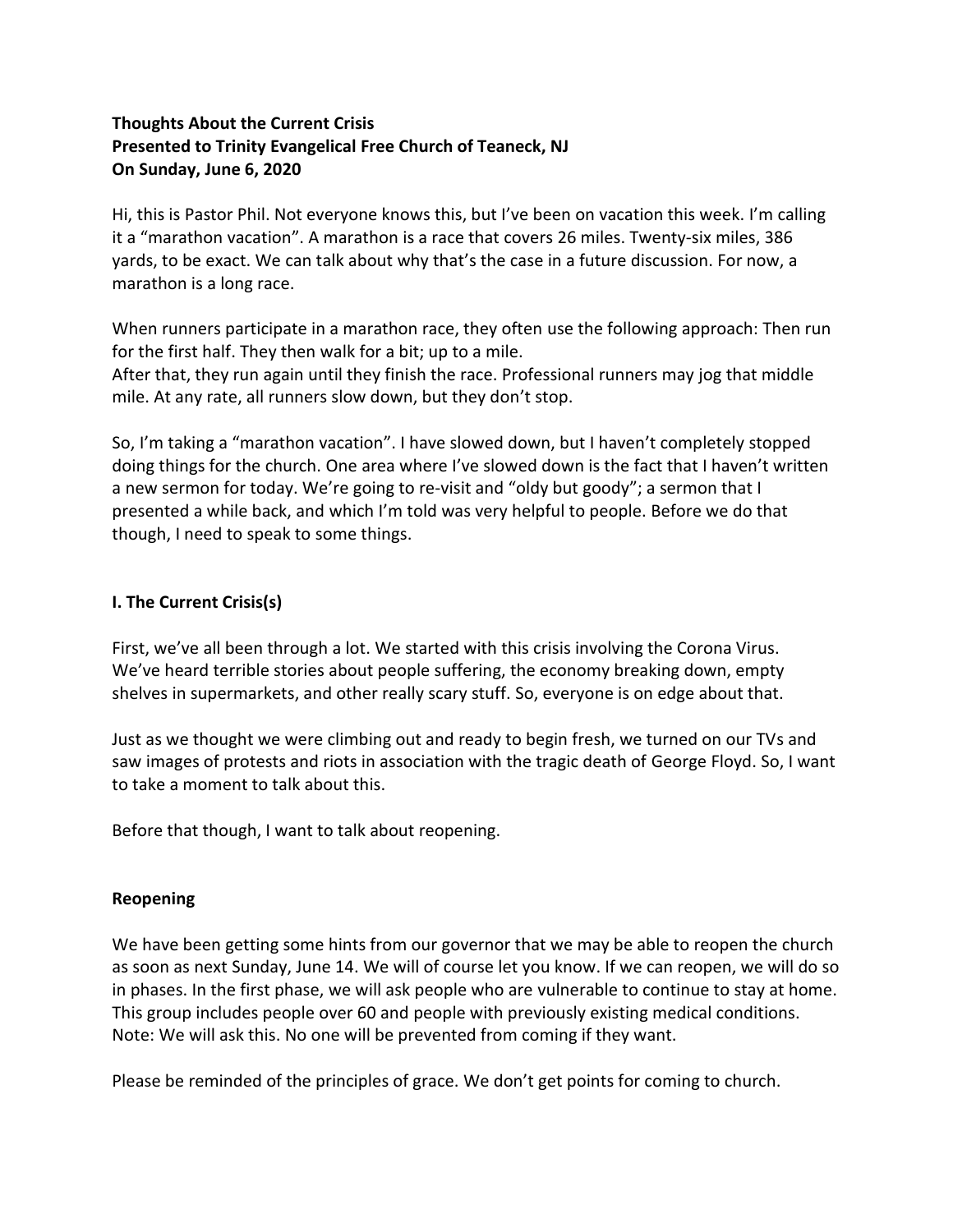**Thoughts About the Current Crisis**
**Presented to Trinity Evangelical Free Church of Teaneck, NJ**
**On Sunday, June 6, 2020**

Hi, this is Pastor Phil. Not everyone knows this, but I've been on vacation this week. I'm calling it a "marathon vacation". A marathon is a race that covers 26 miles. Twenty-six miles, 386 yards, to be exact. We can talk about why that's the case in a future discussion. For now, a marathon is a long race.

When runners participate in a marathon race, they often use the following approach: Then run for the first half. They then walk for a bit; up to a mile.
After that, they run again until they finish the race. Professional runners may jog that middle mile. At any rate, all runners slow down, but they don't stop.

So, I'm taking a "marathon vacation". I have slowed down, but I haven't completely stopped doing things for the church. One area where I've slowed down is the fact that I haven't written a new sermon for today. We're going to re-visit and "oldy but goody"; a sermon that I presented a while back, and which I'm told was very helpful to people. Before we do that though, I need to speak to some things.

## I. The Current Crisis(s)

First, we've all been through a lot. We started with this crisis involving the Corona Virus. We've heard terrible stories about people suffering, the economy breaking down, empty shelves in supermarkets, and other really scary stuff. So, everyone is on edge about that.

Just as we thought we were climbing out and ready to begin fresh, we turned on our TVs and saw images of protests and riots in association with the tragic death of George Floyd. So, I want to take a moment to talk about this.

Before that though, I want to talk about reopening.

### Reopening

We have been getting some hints from our governor that we may be able to reopen the church as soon as next Sunday, June 14. We will of course let you know. If we can reopen, we will do so in phases. In the first phase, we will ask people who are vulnerable to continue to stay at home. This group includes people over 60 and people with previously existing medical conditions. Note: We will ask this. No one will be prevented from coming if they want.

Please be reminded of the principles of grace. We don't get points for coming to church.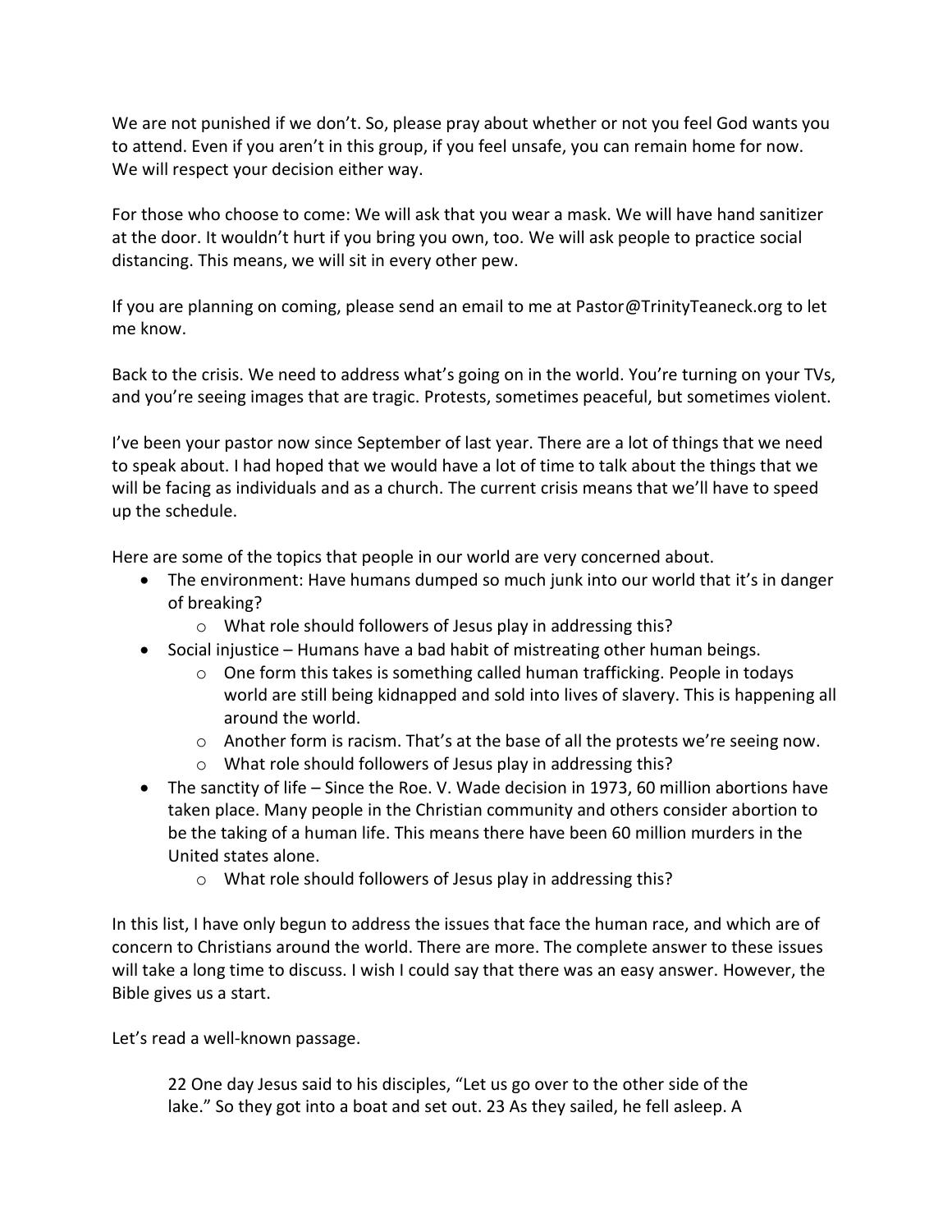We are not punished if we don't. So, please pray about whether or not you feel God wants you to attend. Even if you aren't in this group, if you feel unsafe, you can remain home for now. We will respect your decision either way.

For those who choose to come: We will ask that you wear a mask. We will have hand sanitizer at the door. It wouldn't hurt if you bring you own, too. We will ask people to practice social distancing. This means, we will sit in every other pew.

If you are planning on coming, please send an email to me at Pastor@TrinityTeaneck.org to let me know.

Back to the crisis. We need to address what's going on in the world. You're turning on your TVs, and you're seeing images that are tragic. Protests, sometimes peaceful, but sometimes violent.

I've been your pastor now since September of last year. There are a lot of things that we need to speak about. I had hoped that we would have a lot of time to talk about the things that we will be facing as individuals and as a church. The current crisis means that we'll have to speed up the schedule.

Here are some of the topics that people in our world are very concerned about.

- The environment: Have humans dumped so much junk into our world that it's in danger of breaking?
  - What role should followers of Jesus play in addressing this?
- Social injustice – Humans have a bad habit of mistreating other human beings.
  - One form this takes is something called human trafficking. People in todays world are still being kidnapped and sold into lives of slavery. This is happening all around the world.
  - Another form is racism. That's at the base of all the protests we're seeing now.
  - What role should followers of Jesus play in addressing this?
- The sanctity of life – Since the Roe. V. Wade decision in 1973, 60 million abortions have taken place. Many people in the Christian community and others consider abortion to be the taking of a human life. This means there have been 60 million murders in the United states alone.
  - What role should followers of Jesus play in addressing this?

In this list, I have only begun to address the issues that face the human race, and which are of concern to Christians around the world. There are more. The complete answer to these issues will take a long time to discuss. I wish I could say that there was an easy answer. However, the Bible gives us a start.

Let's read a well-known passage.

> 22 One day Jesus said to his disciples, "Let us go over to the other side of the lake." So they got into a boat and set out. 23 As they sailed, he fell asleep. A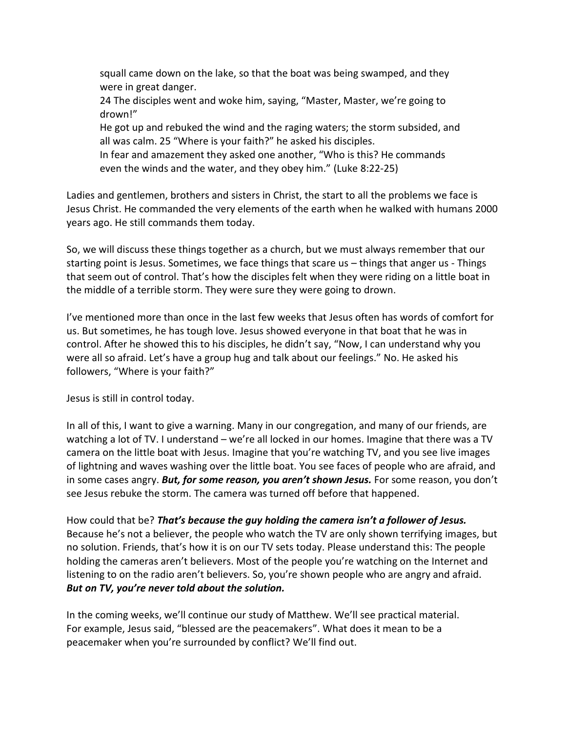> squall came down on the lake, so that the boat was being swamped, and they were in great danger.
> 24 The disciples went and woke him, saying, "Master, Master, we're going to drown!"
> He got up and rebuked the wind and the raging waters; the storm subsided, and all was calm. 25 "Where is your faith?" he asked his disciples.
> In fear and amazement they asked one another, "Who is this? He commands even the winds and the water, and they obey him." (Luke 8:22-25)

Ladies and gentlemen, brothers and sisters in Christ, the start to all the problems we face is Jesus Christ. He commanded the very elements of the earth when he walked with humans 2000 years ago. He still commands them today.

So, we will discuss these things together as a church, but we must always remember that our starting point is Jesus. Sometimes, we face things that scare us – things that anger us - Things that seem out of control. That's how the disciples felt when they were riding on a little boat in the middle of a terrible storm. They were sure they were going to drown.

I've mentioned more than once in the last few weeks that Jesus often has words of comfort for us. But sometimes, he has tough love. Jesus showed everyone in that boat that he was in control. After he showed this to his disciples, he didn't say, "Now, I can understand why you were all so afraid. Let's have a group hug and talk about our feelings." No. He asked his followers, "Where is your faith?"

Jesus is still in control today.

In all of this, I want to give a warning. Many in our congregation, and many of our friends, are watching a lot of TV. I understand – we're all locked in our homes. Imagine that there was a TV camera on the little boat with Jesus. Imagine that you're watching TV, and you see live images of lightning and waves washing over the little boat. You see faces of people who are afraid, and in some cases angry. ***But, for some reason, you aren't shown Jesus.*** For some reason, you don't see Jesus rebuke the storm. The camera was turned off before that happened.

How could that be? ***That's because the guy holding the camera isn't a follower of Jesus.*** Because he's not a believer, the people who watch the TV are only shown terrifying images, but no solution. Friends, that's how it is on our TV sets today. Please understand this: The people holding the cameras aren't believers. Most of the people you're watching on the Internet and listening to on the radio aren't believers. So, you're shown people who are angry and afraid. ***But on TV, you're never told about the solution.***

In the coming weeks, we'll continue our study of Matthew. We'll see practical material. For example, Jesus said, "blessed are the peacemakers". What does it mean to be a peacemaker when you're surrounded by conflict? We'll find out.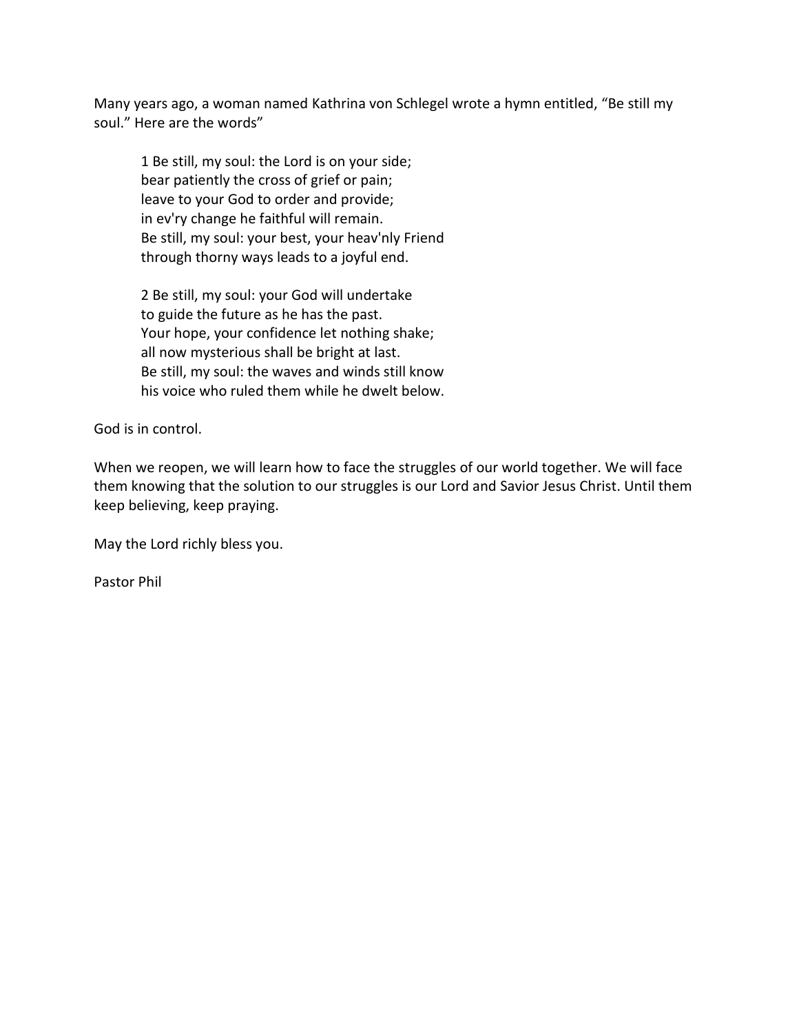Many years ago, a woman named Kathrina von Schlegel wrote a hymn entitled, "Be still my soul." Here are the words"

> 1 Be still, my soul: the Lord is on your side;
> bear patiently the cross of grief or pain;
> leave to your God to order and provide;
> in ev'ry change he faithful will remain.
> Be still, my soul: your best, your heav'nly Friend
> through thorny ways leads to a joyful end.
>
> 2 Be still, my soul: your God will undertake
> to guide the future as he has the past.
> Your hope, your confidence let nothing shake;
> all now mysterious shall be bright at last.
> Be still, my soul: the waves and winds still know
> his voice who ruled them while he dwelt below.

God is in control.

When we reopen, we will learn how to face the struggles of our world together. We will face them knowing that the solution to our struggles is our Lord and Savior Jesus Christ. Until them keep believing, keep praying.

May the Lord richly bless you.

Pastor Phil